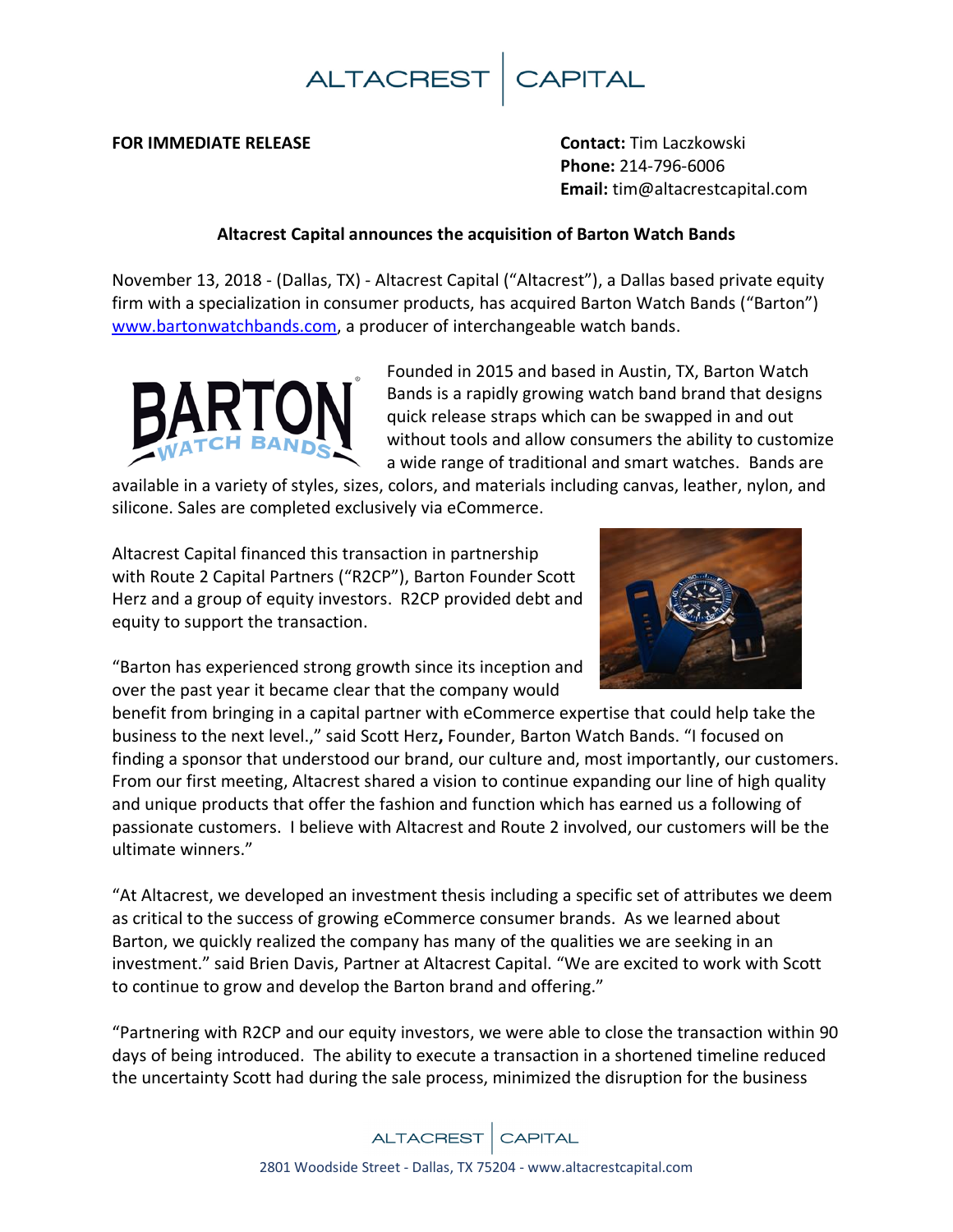ALTACREST | CAPITAL

**FOR IMMEDIATE RELEASE**

**Contact:** Tim Laczkowski
**Phone:** 214-796-6006
**Email:** tim@altacrestcapital.com

**Altacrest Capital announces the acquisition of Barton Watch Bands**

November 13, 2018 - (Dallas, TX) - Altacrest Capital ("Altacrest"), a Dallas based private equity firm with a specialization in consumer products, has acquired Barton Watch Bands ("Barton") www.bartonwatchbands.com, a producer of interchangeable watch bands.

Founded in 2015 and based in Austin, TX, Barton Watch Bands is a rapidly growing watch band brand that designs quick release straps which can be swapped in and out without tools and allow consumers the ability to customize a wide range of traditional and smart watches. Bands are available in a variety of styles, sizes, colors, and materials including canvas, leather, nylon, and silicone. Sales are completed exclusively via eCommerce.

Altacrest Capital financed this transaction in partnership with Route 2 Capital Partners ("R2CP"), Barton Founder Scott Herz and a group of equity investors. R2CP provided debt and equity to support the transaction.

"Barton has experienced strong growth since its inception and over the past year it became clear that the company would benefit from bringing in a capital partner with eCommerce expertise that could help take the business to the next level.," said Scott Herz**,** Founder, Barton Watch Bands. "I focused on finding a sponsor that understood our brand, our culture and, most importantly, our customers. From our first meeting, Altacrest shared a vision to continue expanding our line of high quality and unique products that offer the fashion and function which has earned us a following of passionate customers. I believe with Altacrest and Route 2 involved, our customers will be the ultimate winners."

"At Altacrest, we developed an investment thesis including a specific set of attributes we deem as critical to the success of growing eCommerce consumer brands. As we learned about Barton, we quickly realized the company has many of the qualities we are seeking in an investment." said Brien Davis, Partner at Altacrest Capital. "We are excited to work with Scott to continue to grow and develop the Barton brand and offering."

"Partnering with R2CP and our equity investors, we were able to close the transaction within 90 days of being introduced. The ability to execute a transaction in a shortened timeline reduced the uncertainty Scott had during the sale process, minimized the disruption for the business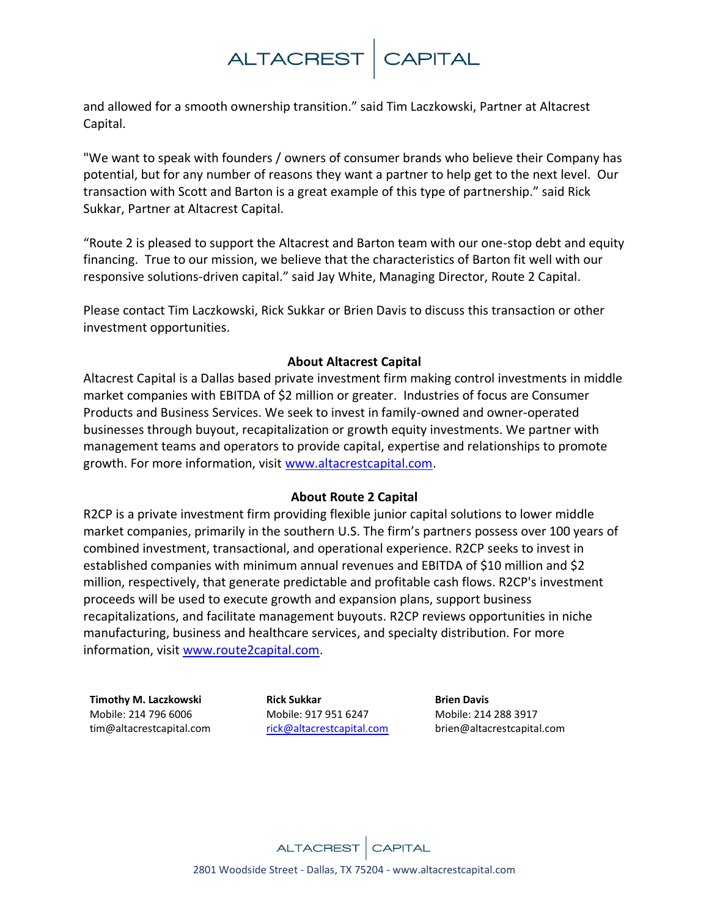and allowed for a smooth ownership transition." said Tim Laczkowski, Partner at Altacrest Capital.

"We want to speak with founders / owners of consumer brands who believe their Company has potential, but for any number of reasons they want a partner to help get to the next level. Our transaction with Scott and Barton is a great example of this type of partnership." said Rick Sukkar, Partner at Altacrest Capital.

"Route 2 is pleased to support the Altacrest and Barton team with our one-stop debt and equity financing. True to our mission, we believe that the characteristics of Barton fit well with our responsive solutions-driven capital." said Jay White, Managing Director, Route 2 Capital.

Please contact Tim Laczkowski, Rick Sukkar or Brien Davis to discuss this transaction or other investment opportunities.

**About Altacrest Capital**

Altacrest Capital is a Dallas based private investment firm making control investments in middle market companies with EBITDA of $2 million or greater. Industries of focus are Consumer Products and Business Services. We seek to invest in family-owned and owner-operated businesses through buyout, recapitalization or growth equity investments. We partner with management teams and operators to provide capital, expertise and relationships to promote growth. For more information, visit www.altacrestcapital.com.

**About Route 2 Capital**

R2CP is a private investment firm providing flexible junior capital solutions to lower middle market companies, primarily in the southern U.S. The firm's partners possess over 100 years of combined investment, transactional, and operational experience. R2CP seeks to invest in established companies with minimum annual revenues and EBITDA of $10 million and $2 million, respectively, that generate predictable and profitable cash flows. R2CP's investment proceeds will be used to execute growth and expansion plans, support business recapitalizations, and facilitate management buyouts. R2CP reviews opportunities in niche manufacturing, business and healthcare services, and specialty distribution. For more information, visit www.route2capital.com.

**Timothy M. Laczkowski**
Mobile: 214 796 6006
tim@altacrestcapital.com

**Rick Sukkar**
Mobile: 917 951 6247
rick@altacrestcapital.com

**Brien Davis**
Mobile: 214 288 3917
brien@altacrestcapital.com

ALTACREST | CAPITAL

2801 Woodside Street - Dallas, TX 75204 - www.altacrestcapital.com